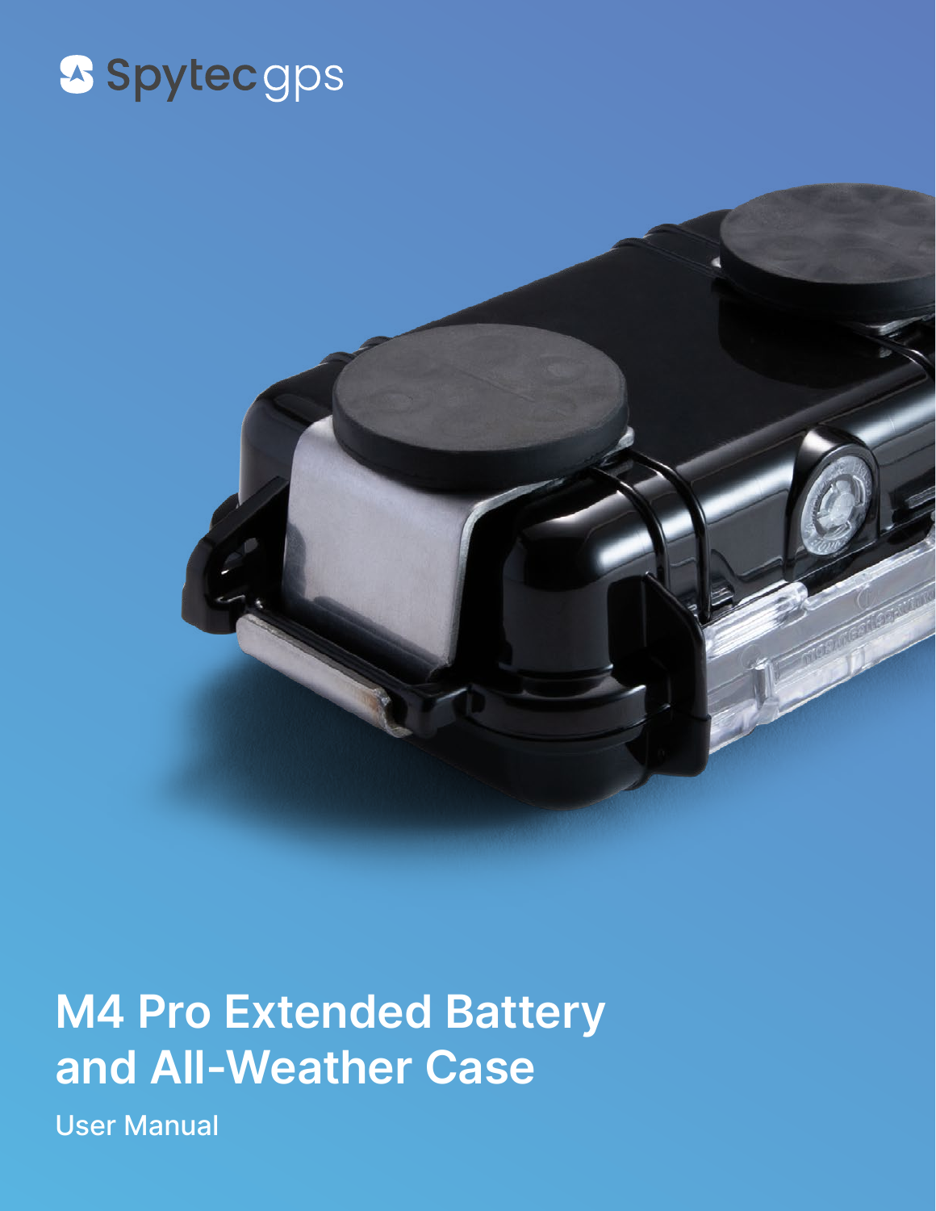Spytec gps

# M4 Pro Extended Battery and All-Weather Case

User Manual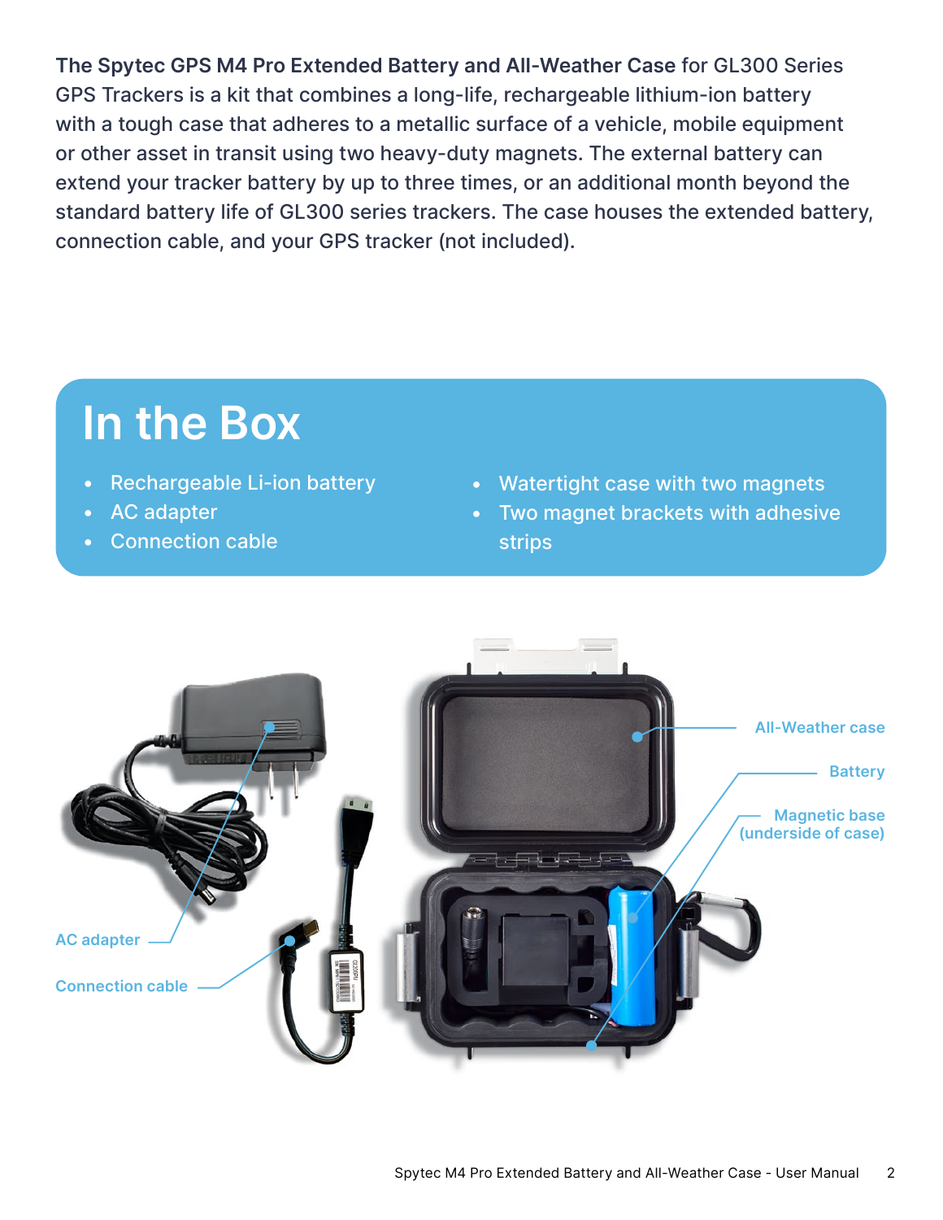**The Spytec GPS M4 Pro Extended Battery and All-Weather Case** for GL300 Series GPS Trackers is a kit that combines a long-life, rechargeable lithium-ion battery with a tough case that adheres to a metallic surface of a vehicle, mobile equipment or other asset in transit using two heavy-duty magnets. The external battery can extend your tracker battery by up to three times, or an additional month beyond the standard battery life of GL300 series trackers. The case houses the extended battery, connection cable, and your GPS tracker (not included).

# In the Box

- Rechargeable Li-ion battery
- AC adapter
- Connection cable
- Watertight case with two magnets
- Two magnet brackets with adhesive strips

AC adapter

Connection cable

All-Weather case

Battery

Magnetic base (underside of case)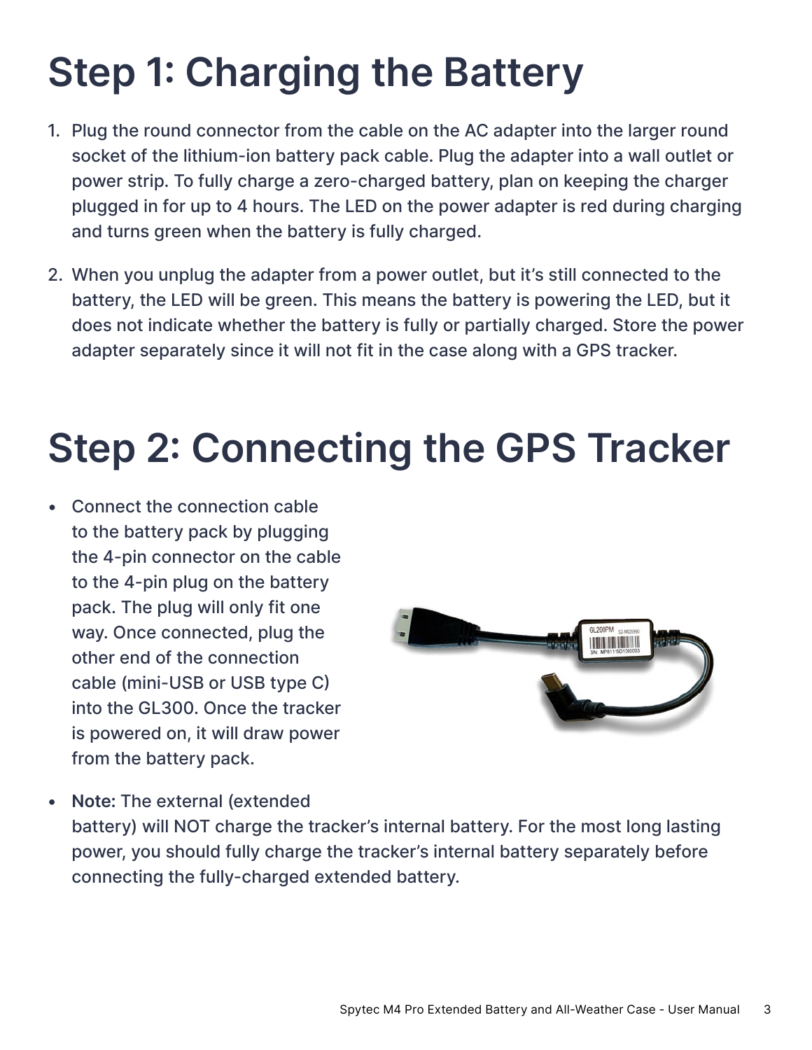# Step 1: Charging the Battery

1. Plug the round connector from the cable on the AC adapter into the larger round socket of the lithium-ion battery pack cable. Plug the adapter into a wall outlet or power strip. To fully charge a zero-charged battery, plan on keeping the charger plugged in for up to 4 hours. The LED on the power adapter is red during charging and turns green when the battery is fully charged.

2. When you unplug the adapter from a power outlet, but it's still connected to the battery, the LED will be green. This means the battery is powering the LED, but it does not indicate whether the battery is fully or partially charged. Store the power adapter separately since it will not fit in the case along with a GPS tracker.

# Step 2: Connecting the GPS Tracker

- Connect the connection cable to the battery pack by plugging the 4-pin connector on the cable to the 4-pin plug on the battery pack. The plug will only fit one way. Once connected, plug the other end of the connection cable (mini-USB or USB type C) into the GL300. Once the tracker is powered on, it will draw power from the battery pack.

- **Note:** The external (extended battery) will NOT charge the tracker's internal battery. For the most long lasting power, you should fully charge the tracker's internal battery separately before connecting the fully-charged extended battery.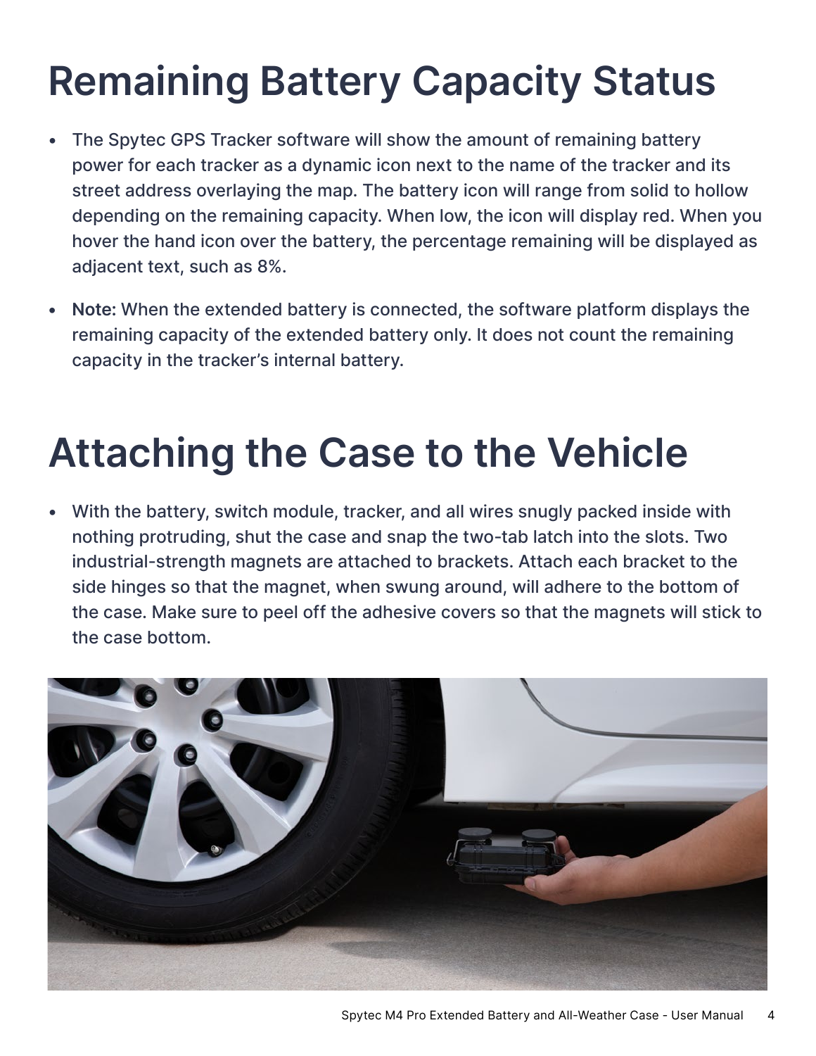# Remaining Battery Capacity Status

- The Spytec GPS Tracker software will show the amount of remaining battery power for each tracker as a dynamic icon next to the name of the tracker and its street address overlaying the map. The battery icon will range from solid to hollow depending on the remaining capacity. When low, the icon will display red. When you hover the hand icon over the battery, the percentage remaining will be displayed as adjacent text, such as 8%.
- **Note:** When the extended battery is connected, the software platform displays the remaining capacity of the extended battery only. It does not count the remaining capacity in the tracker's internal battery.

# Attaching the Case to the Vehicle

- With the battery, switch module, tracker, and all wires snugly packed inside with nothing protruding, shut the case and snap the two-tab latch into the slots. Two industrial-strength magnets are attached to brackets. Attach each bracket to the side hinges so that the magnet, when swung around, will adhere to the bottom of the case. Make sure to peel off the adhesive covers so that the magnets will stick to the case bottom.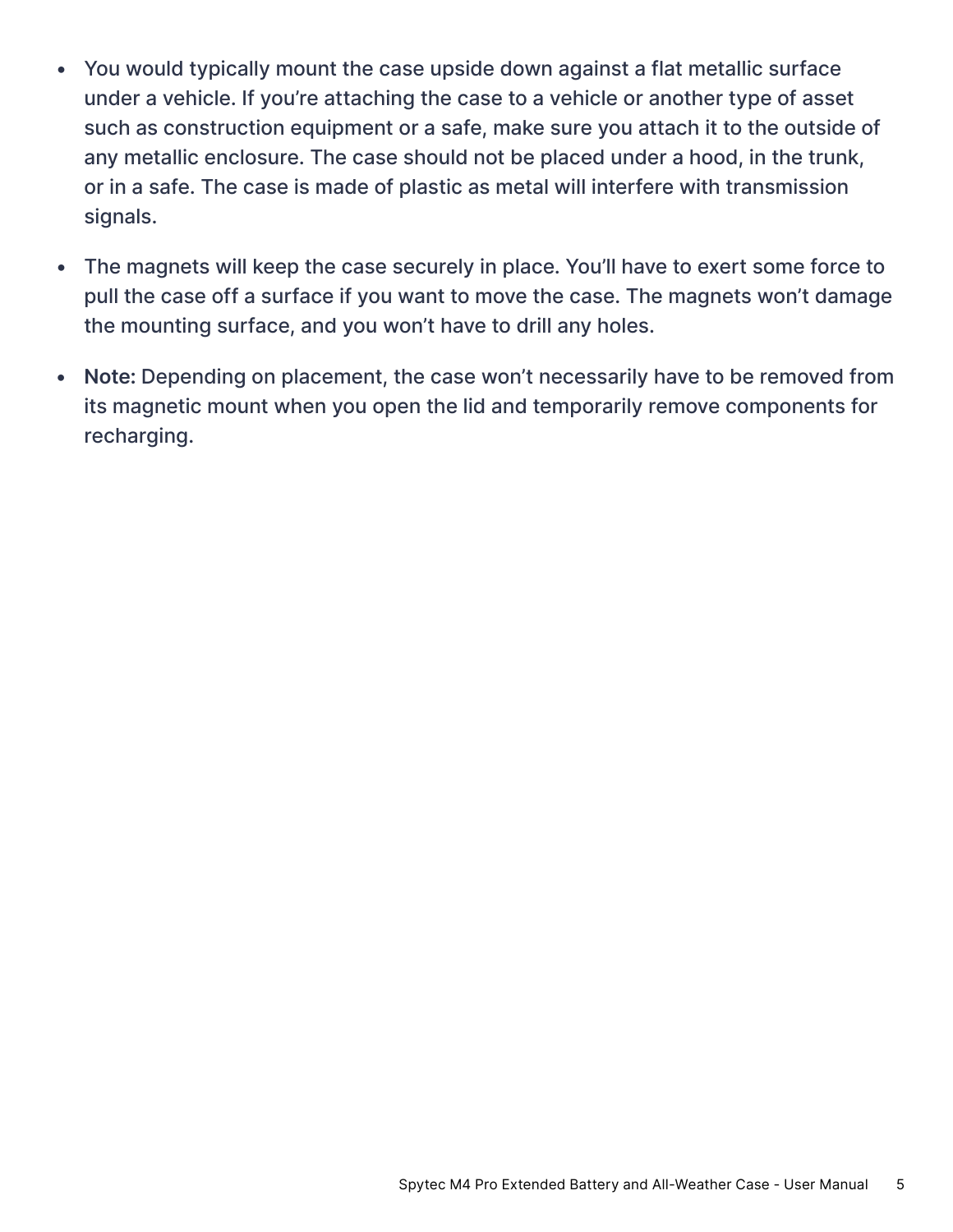- You would typically mount the case upside down against a flat metallic surface under a vehicle. If you're attaching the case to a vehicle or another type of asset such as construction equipment or a safe, make sure you attach it to the outside of any metallic enclosure. The case should not be placed under a hood, in the trunk, or in a safe. The case is made of plastic as metal will interfere with transmission signals.
- The magnets will keep the case securely in place. You'll have to exert some force to pull the case off a surface if you want to move the case. The magnets won't damage the mounting surface, and you won't have to drill any holes.
- **Note:** Depending on placement, the case won't necessarily have to be removed from its magnetic mount when you open the lid and temporarily remove components for recharging.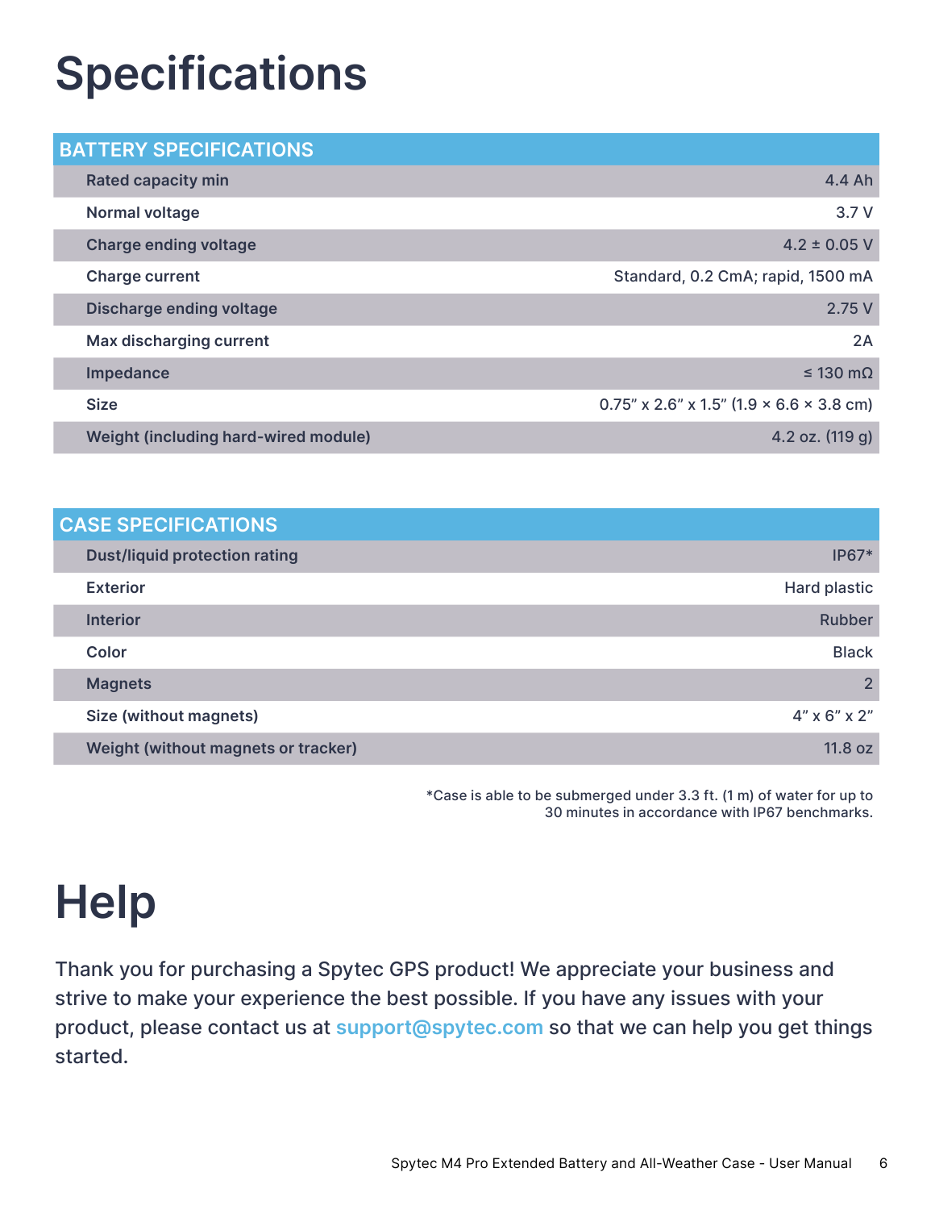# Specifications

| BATTERY SPECIFICATIONS | |
|---|---|
| Rated capacity min | 4.4 Ah |
| Normal voltage | 3.7 V |
| Charge ending voltage | 4.2 ± 0.05 V |
| Charge current | Standard, 0.2 CmA; rapid, 1500 mA |
| Discharge ending voltage | 2.75 V |
| Max discharging current | 2A |
| Impedance | ≤ 130 mΩ |
| Size | 0.75" x 2.6" x 1.5" (1.9 × 6.6 × 3.8 cm) |
| Weight (including hard-wired module) | 4.2 oz. (119 g) |

| CASE SPECIFICATIONS | |
|---|---|
| Dust/liquid protection rating | IP67* |
| Exterior | Hard plastic |
| Interior | Rubber |
| Color | Black |
| Magnets | 2 |
| Size (without magnets) | 4" x 6" x 2" |
| Weight (without magnets or tracker) | 11.8 oz |

*Case is able to be submerged under 3.3 ft. (1 m) of water for up to 30 minutes in accordance with IP67 benchmarks.

# Help

Thank you for purchasing a Spytec GPS product! We appreciate your business and strive to make your experience the best possible. If you have any issues with your product, please contact us at support@spytec.com so that we can help you get things started.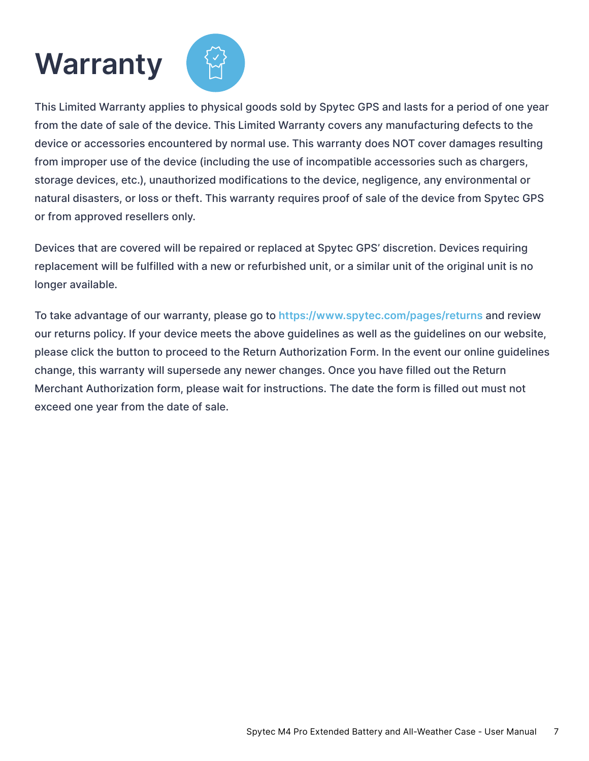# Warranty

This Limited Warranty applies to physical goods sold by Spytec GPS and lasts for a period of one year from the date of sale of the device. This Limited Warranty covers any manufacturing defects to the device or accessories encountered by normal use. This warranty does NOT cover damages resulting from improper use of the device (including the use of incompatible accessories such as chargers, storage devices, etc.), unauthorized modifications to the device, negligence, any environmental or natural disasters, or loss or theft. This warranty requires proof of sale of the device from Spytec GPS or from approved resellers only.

Devices that are covered will be repaired or replaced at Spytec GPS' discretion. Devices requiring replacement will be fulfilled with a new or refurbished unit, or a similar unit of the original unit is no longer available.

To take advantage of our warranty, please go to https://www.spytec.com/pages/returns and review our returns policy. If your device meets the above guidelines as well as the guidelines on our website, please click the button to proceed to the Return Authorization Form. In the event our online guidelines change, this warranty will supersede any newer changes. Once you have filled out the Return Merchant Authorization form, please wait for instructions. The date the form is filled out must not exceed one year from the date of sale.